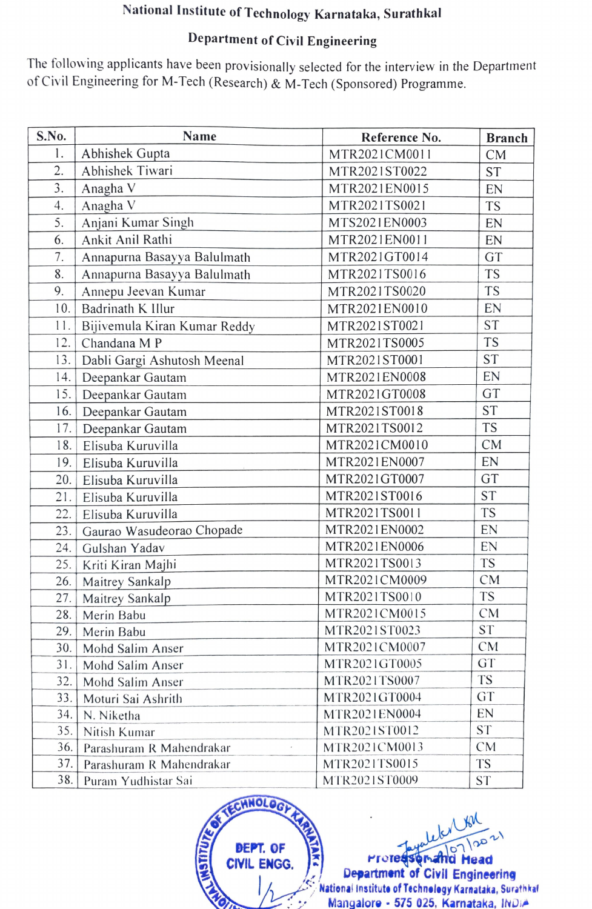# National Institute of Technology Karnataka, Surathkal

## Department of Civil Engineering

The following applicants have been provisionally selected for the interview in the Department of Civil Engineering for M-Tech (Research) & M-Tech (Sponsored) Programme.

| S.No. | Name | Reference No. | Branch |
|---|---|---|---|
| 1. | Abhishek Gupta | MTR2021CM0011 | CM |
| 2. | Abhishek Tiwari | MTR2021ST0022 | ST |
| 3. | Anagha V | MTR2021EN0015 | EN |
| 4. | Anagha V | MTR2021TS0021 | TS |
| 5. | Anjani Kumar Singh | MTS2021EN0003 | EN |
| 6. | Ankit Anil Rathi | MTR2021EN0011 | EN |
| 7. | Annapurna Basayya Balulmath | MTR2021GT0014 | GT |
| 8. | Annapurna Basayya Balulmath | MTR2021TS0016 | TS |
| 9. | Annepu Jeevan Kumar | MTR2021TS0020 | TS |
| 10. | Badrinath K Illur | MTR2021EN0010 | EN |
| 11. | Bijivemula Kiran Kumar Reddy | MTR2021ST0021 | ST |
| 12. | Chandana M P | MTR2021TS0005 | TS |
| 13. | Dabli Gargi Ashutosh Meenal | MTR2021ST0001 | ST |
| 14. | Deepankar Gautam | MTR2021EN0008 | EN |
| 15. | Deepankar Gautam | MTR2021GT0008 | GT |
| 16. | Deepankar Gautam | MTR2021ST0018 | ST |
| 17. | Deepankar Gautam | MTR2021TS0012 | TS |
| 18. | Elisuba Kuruvilla | MTR2021CM0010 | CM |
| 19. | Elisuba Kuruvilla | MTR2021EN0007 | EN |
| 20. | Elisuba Kuruvilla | MTR2021GT0007 | GT |
| 21. | Elisuba Kuruvilla | MTR2021ST0016 | ST |
| 22. | Elisuba Kuruvilla | MTR2021TS0011 | TS |
| 23. | Gaurao Wasudeorao Chopade | MTR2021EN0002 | EN |
| 24. | Gulshan Yadav | MTR2021EN0006 | EN |
| 25. | Kriti Kiran Majhi | MTR2021TS0013 | TS |
| 26. | Maitrey Sankalp | MTR2021CM0009 | CM |
| 27. | Maitrey Sankalp | MTR2021TS0010 | TS |
| 28. | Merin Babu | MTR2021CM0015 | CM |
| 29. | Merin Babu | MTR2021ST0023 | ST |
| 30. | Mohd Salim Anser | MTR2021CM0007 | CM |
| 31. | Mohd Salim Anser | MTR2021GT0005 | GT |
| 32. | Mohd Salim Anser | MTR2021TS0007 | TS |
| 33. | Moturi Sai Ashrith | MTR2021GT0004 | GT |
| 34. | N. Niketha | MTR2021EN0004 | EN |
| 35. | Nitish Kumar | MTR2021ST0012 | ST |
| 36. | Parashuram R Mahendrakar | MTR2021CM0013 | CM |
| 37. | Parashuram R Mahendrakar | MTR2021TS0015 | TS |
| 38. | Puram Yudhistar Sai | MTR2021ST0009 | ST |

Professor and Head
Department of Civil Engineering
National Institute of Technology Karnataka, Surathkal
Mangalore - 575 025, Karnataka, INDIA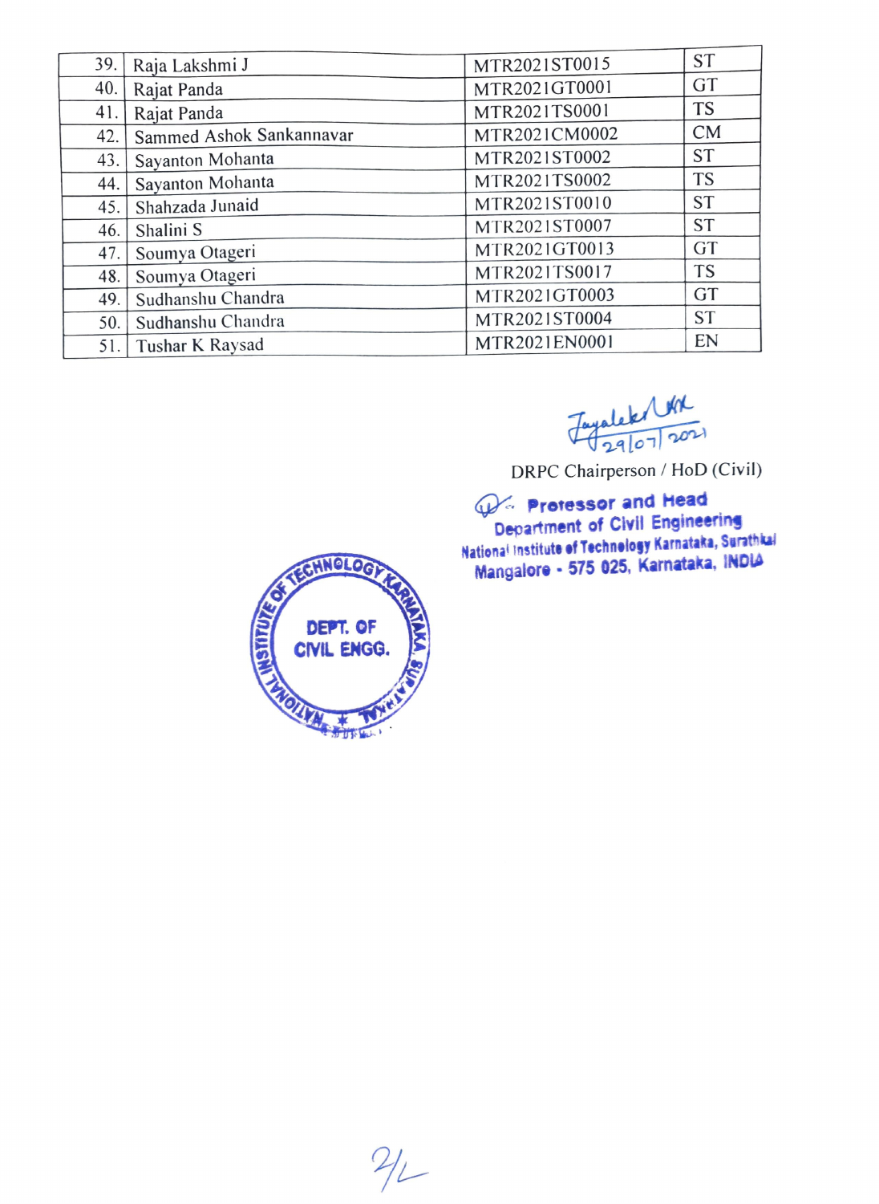| | | | |
|---|---|---|---|
| 39. | Raja Lakshmi J | MTR2021ST0015 | ST |
| 40. | Rajat Panda | MTR2021GT0001 | GT |
| 41. | Rajat Panda | MTR2021TS0001 | TS |
| 42. | Sammed Ashok Sankannavar | MTR2021CM0002 | CM |
| 43. | Sayanton Mohanta | MTR2021ST0002 | ST |
| 44. | Sayanton Mohanta | MTR2021TS0002 | TS |
| 45. | Shahzada Junaid | MTR2021ST0010 | ST |
| 46. | Shalini S | MTR2021ST0007 | ST |
| 47. | Soumya Otageri | MTR2021GT0013 | GT |
| 48. | Soumya Otageri | MTR2021TS0017 | TS |
| 49. | Sudhanshu Chandra | MTR2021GT0003 | GT |
| 50. | Sudhanshu Chandra | MTR2021ST0004 | ST |
| 51. | Tushar K Raysad | MTR2021EN0001 | EN |

Jayalekshmi
29/07/2021

DRPC Chairperson / HoD (Civil)

Professor and Head
Department of Civil Engineering
National Institute of Technology Karnataka, Surathkal
Mangalore - 575 025, Karnataka, INDIA

NATIONAL INSTITUTE OF TECHNOLOGY KARNATAKA, SURATHKAL
DEPT. OF CIVIL ENGG.